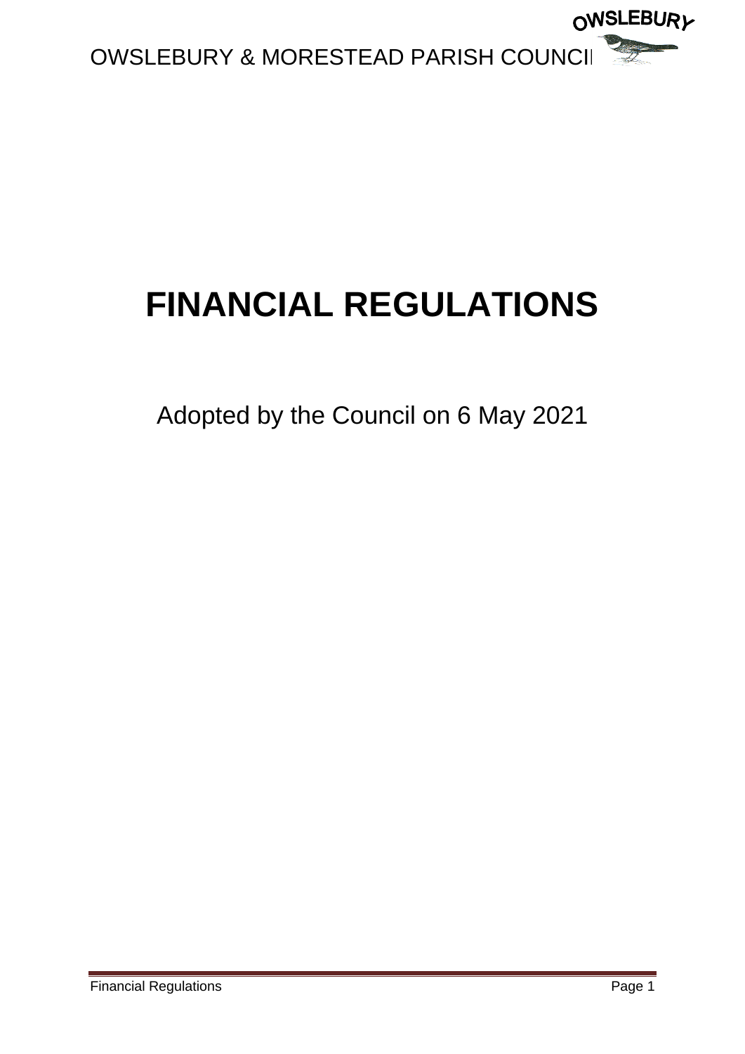OWSLEBURY & MORESTEAD PARISH COUNCIL

# FINANCIAL REGULATIONS

Adopted by the Council on 6 May 2021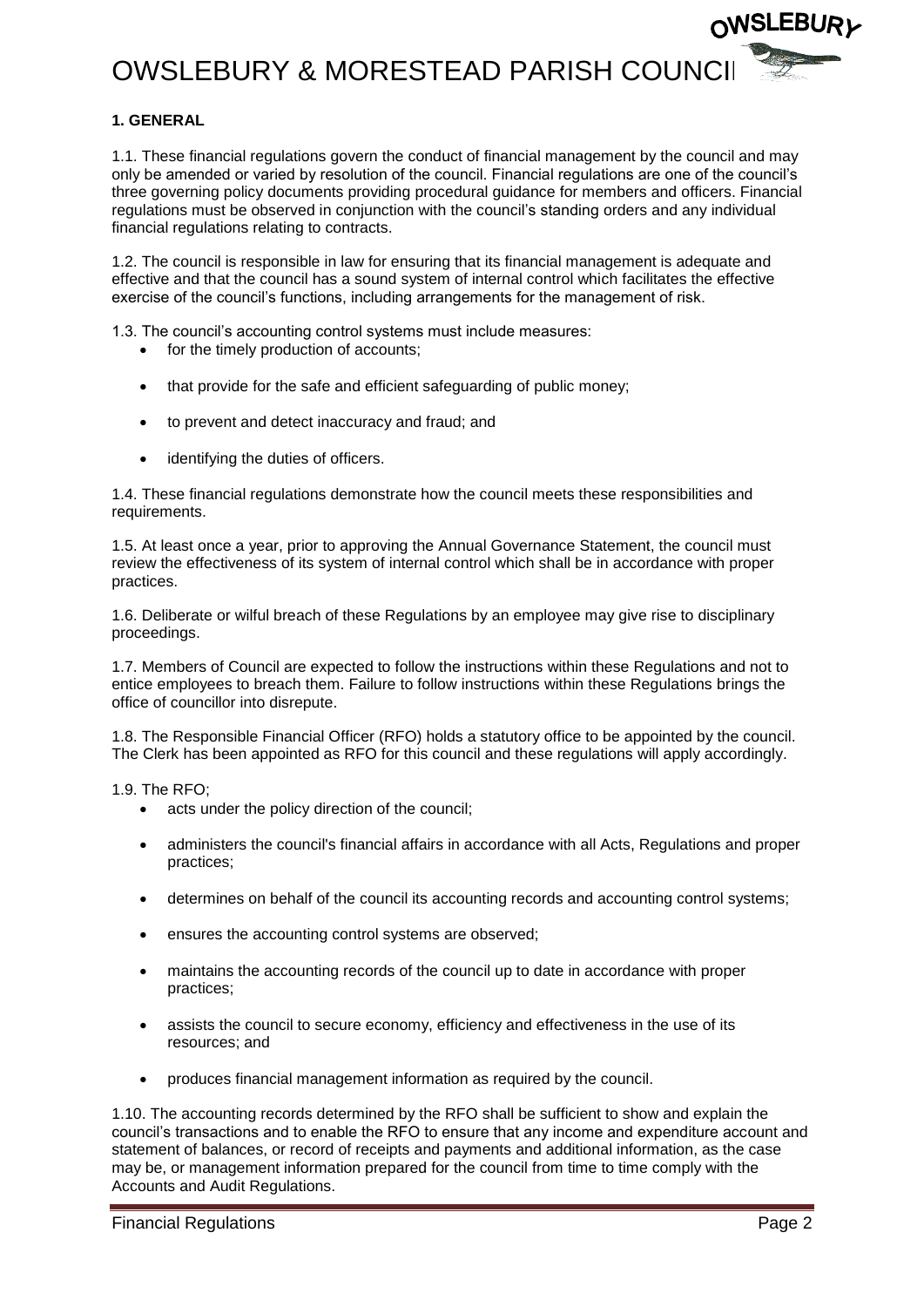## 1. GENERAL

1.1. These financial regulations govern the conduct of financial management by the council and may only be amended or varied by resolution of the council. Financial regulations are one of the council's three governing policy documents providing procedural guidance for members and officers. Financial regulations must be observed in conjunction with the council's standing orders and any individual financial regulations relating to contracts.

1.2. The council is responsible in law for ensuring that its financial management is adequate and effective and that the council has a sound system of internal control which facilitates the effective exercise of the council's functions, including arrangements for the management of risk.

1.3. The council's accounting control systems must include measures:

- for the timely production of accounts;
- that provide for the safe and efficient safeguarding of public money;
- to prevent and detect inaccuracy and fraud; and
- identifying the duties of officers.

1.4. These financial regulations demonstrate how the council meets these responsibilities and requirements.

1.5. At least once a year, prior to approving the Annual Governance Statement, the council must review the effectiveness of its system of internal control which shall be in accordance with proper practices.

1.6. Deliberate or wilful breach of these Regulations by an employee may give rise to disciplinary proceedings.

1.7. Members of Council are expected to follow the instructions within these Regulations and not to entice employees to breach them. Failure to follow instructions within these Regulations brings the office of councillor into disrepute.

1.8. The Responsible Financial Officer (RFO) holds a statutory office to be appointed by the council. The Clerk has been appointed as RFO for this council and these regulations will apply accordingly.

1.9. The RFO;

- acts under the policy direction of the council;
- administers the council's financial affairs in accordance with all Acts, Regulations and proper practices;
- determines on behalf of the council its accounting records and accounting control systems;
- ensures the accounting control systems are observed;
- maintains the accounting records of the council up to date in accordance with proper practices;
- assists the council to secure economy, efficiency and effectiveness in the use of its resources; and
- produces financial management information as required by the council.

1.10. The accounting records determined by the RFO shall be sufficient to show and explain the council's transactions and to enable the RFO to ensure that any income and expenditure account and statement of balances, or record of receipts and payments and additional information, as the case may be, or management information prepared for the council from time to time comply with the Accounts and Audit Regulations.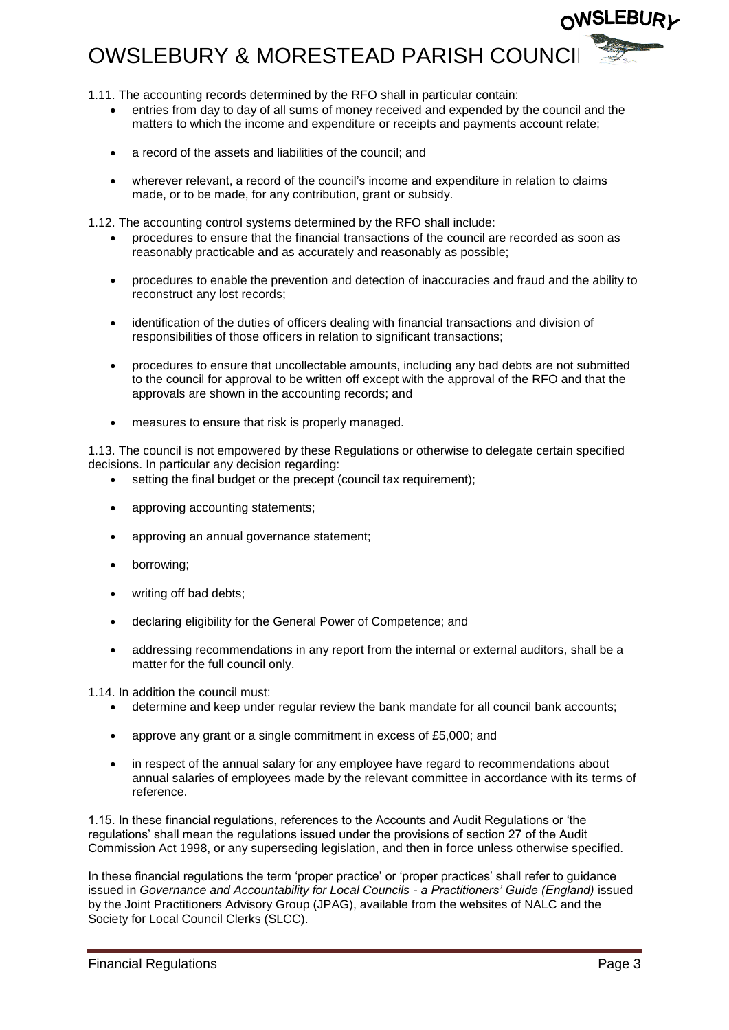1.11. The accounting records determined by the RFO shall in particular contain:

- entries from day to day of all sums of money received and expended by the council and the matters to which the income and expenditure or receipts and payments account relate;
- a record of the assets and liabilities of the council; and
- wherever relevant, a record of the council's income and expenditure in relation to claims made, or to be made, for any contribution, grant or subsidy.

1.12. The accounting control systems determined by the RFO shall include:

- procedures to ensure that the financial transactions of the council are recorded as soon as reasonably practicable and as accurately and reasonably as possible;
- procedures to enable the prevention and detection of inaccuracies and fraud and the ability to reconstruct any lost records;
- identification of the duties of officers dealing with financial transactions and division of responsibilities of those officers in relation to significant transactions;
- procedures to ensure that uncollectable amounts, including any bad debts are not submitted to the council for approval to be written off except with the approval of the RFO and that the approvals are shown in the accounting records; and
- measures to ensure that risk is properly managed.

1.13. The council is not empowered by these Regulations or otherwise to delegate certain specified decisions. In particular any decision regarding:

- setting the final budget or the precept (council tax requirement);
- approving accounting statements;
- approving an annual governance statement;
- borrowing;
- writing off bad debts;
- declaring eligibility for the General Power of Competence; and
- addressing recommendations in any report from the internal or external auditors, shall be a matter for the full council only.

1.14. In addition the council must:

- determine and keep under regular review the bank mandate for all council bank accounts;
- approve any grant or a single commitment in excess of £5,000; and
- in respect of the annual salary for any employee have regard to recommendations about annual salaries of employees made by the relevant committee in accordance with its terms of reference.

1.15. In these financial regulations, references to the Accounts and Audit Regulations or 'the regulations' shall mean the regulations issued under the provisions of section 27 of the Audit Commission Act 1998, or any superseding legislation, and then in force unless otherwise specified.

In these financial regulations the term 'proper practice' or 'proper practices' shall refer to guidance issued in *Governance and Accountability for Local Councils - a Practitioners' Guide (England)* issued by the Joint Practitioners Advisory Group (JPAG), available from the websites of NALC and the Society for Local Council Clerks (SLCC).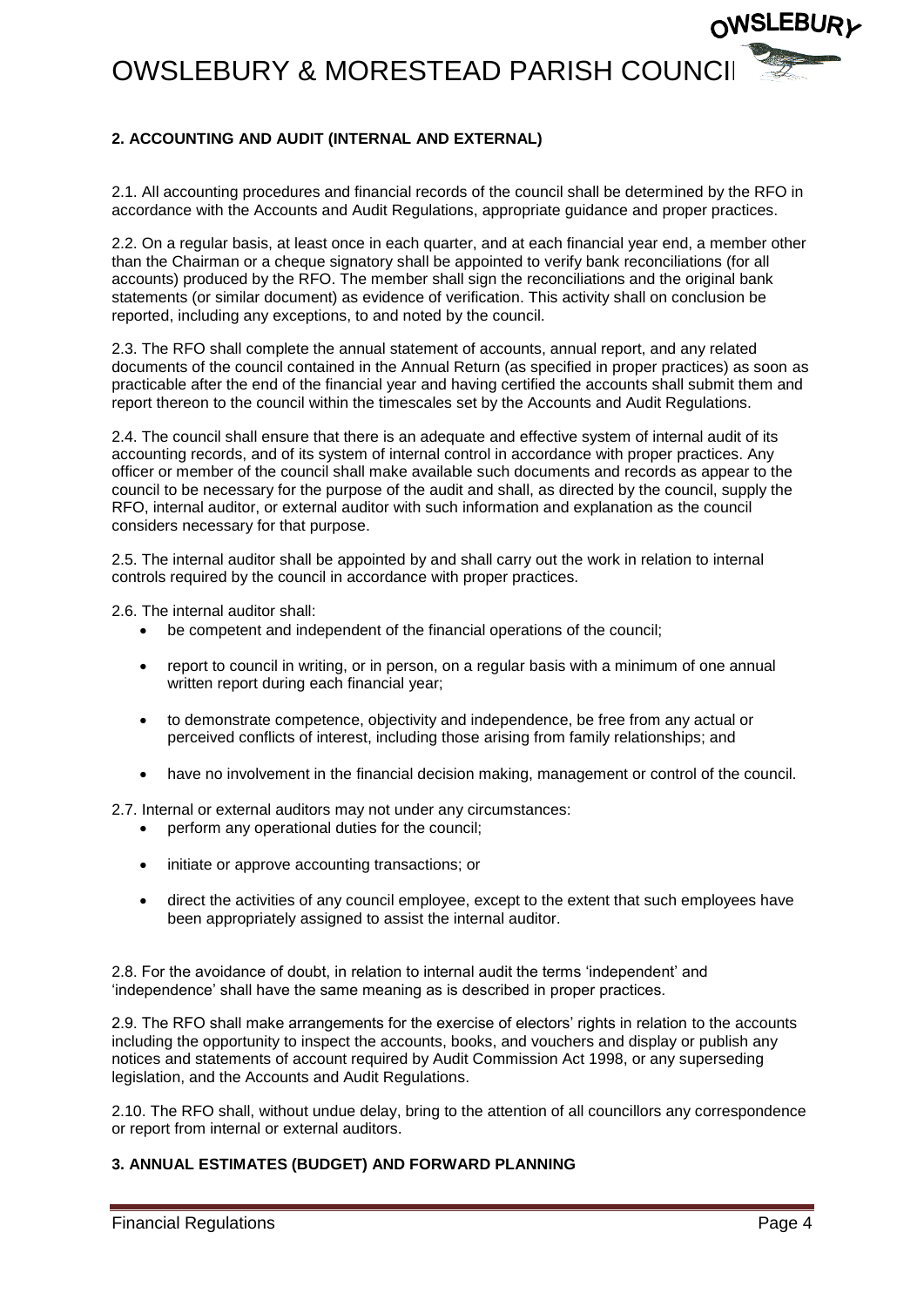## 2. ACCOUNTING AND AUDIT (INTERNAL AND EXTERNAL)

2.1. All accounting procedures and financial records of the council shall be determined by the RFO in accordance with the Accounts and Audit Regulations, appropriate guidance and proper practices.

2.2. On a regular basis, at least once in each quarter, and at each financial year end, a member other than the Chairman or a cheque signatory shall be appointed to verify bank reconciliations (for all accounts) produced by the RFO. The member shall sign the reconciliations and the original bank statements (or similar document) as evidence of verification. This activity shall on conclusion be reported, including any exceptions, to and noted by the council.

2.3. The RFO shall complete the annual statement of accounts, annual report, and any related documents of the council contained in the Annual Return (as specified in proper practices) as soon as practicable after the end of the financial year and having certified the accounts shall submit them and report thereon to the council within the timescales set by the Accounts and Audit Regulations.

2.4. The council shall ensure that there is an adequate and effective system of internal audit of its accounting records, and of its system of internal control in accordance with proper practices. Any officer or member of the council shall make available such documents and records as appear to the council to be necessary for the purpose of the audit and shall, as directed by the council, supply the RFO, internal auditor, or external auditor with such information and explanation as the council considers necessary for that purpose.

2.5. The internal auditor shall be appointed by and shall carry out the work in relation to internal controls required by the council in accordance with proper practices.

2.6. The internal auditor shall:

- be competent and independent of the financial operations of the council;
- report to council in writing, or in person, on a regular basis with a minimum of one annual written report during each financial year;
- to demonstrate competence, objectivity and independence, be free from any actual or perceived conflicts of interest, including those arising from family relationships; and
- have no involvement in the financial decision making, management or control of the council.

2.7. Internal or external auditors may not under any circumstances:

- perform any operational duties for the council;
- initiate or approve accounting transactions; or
- direct the activities of any council employee, except to the extent that such employees have been appropriately assigned to assist the internal auditor.

2.8. For the avoidance of doubt, in relation to internal audit the terms 'independent' and 'independence' shall have the same meaning as is described in proper practices.

2.9. The RFO shall make arrangements for the exercise of electors' rights in relation to the accounts including the opportunity to inspect the accounts, books, and vouchers and display or publish any notices and statements of account required by Audit Commission Act 1998, or any superseding legislation, and the Accounts and Audit Regulations.

2.10. The RFO shall, without undue delay, bring to the attention of all councillors any correspondence or report from internal or external auditors.

## 3. ANNUAL ESTIMATES (BUDGET) AND FORWARD PLANNING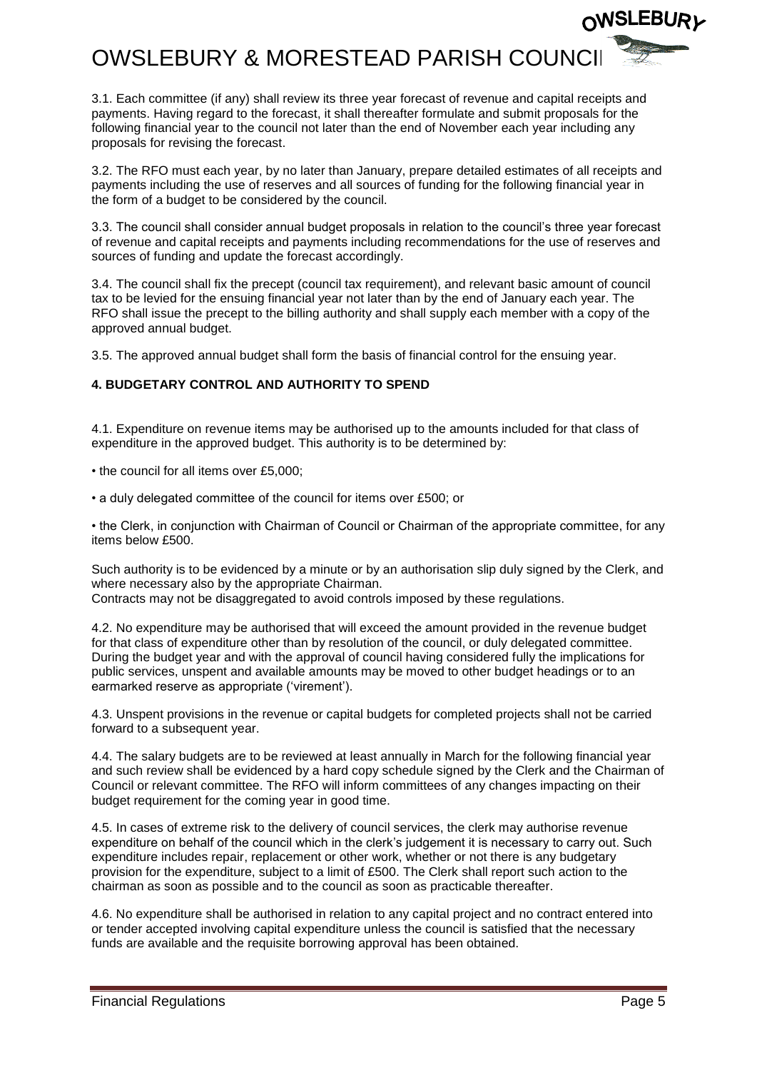3.1. Each committee (if any) shall review its three year forecast of revenue and capital receipts and payments. Having regard to the forecast, it shall thereafter formulate and submit proposals for the following financial year to the council not later than the end of November each year including any proposals for revising the forecast.

3.2. The RFO must each year, by no later than January, prepare detailed estimates of all receipts and payments including the use of reserves and all sources of funding for the following financial year in the form of a budget to be considered by the council.

3.3. The council shall consider annual budget proposals in relation to the council's three year forecast of revenue and capital receipts and payments including recommendations for the use of reserves and sources of funding and update the forecast accordingly.

3.4. The council shall fix the precept (council tax requirement), and relevant basic amount of council tax to be levied for the ensuing financial year not later than by the end of January each year. The RFO shall issue the precept to the billing authority and shall supply each member with a copy of the approved annual budget.

3.5. The approved annual budget shall form the basis of financial control for the ensuing year.

## 4. BUDGETARY CONTROL AND AUTHORITY TO SPEND

4.1. Expenditure on revenue items may be authorised up to the amounts included for that class of expenditure in the approved budget. This authority is to be determined by:

- the council for all items over £5,000;
- a duly delegated committee of the council for items over £500; or
- the Clerk, in conjunction with Chairman of Council or Chairman of the appropriate committee, for any items below £500.

Such authority is to be evidenced by a minute or by an authorisation slip duly signed by the Clerk, and where necessary also by the appropriate Chairman.
Contracts may not be disaggregated to avoid controls imposed by these regulations.

4.2. No expenditure may be authorised that will exceed the amount provided in the revenue budget for that class of expenditure other than by resolution of the council, or duly delegated committee. During the budget year and with the approval of council having considered fully the implications for public services, unspent and available amounts may be moved to other budget headings or to an earmarked reserve as appropriate ('virement').

4.3. Unspent provisions in the revenue or capital budgets for completed projects shall not be carried forward to a subsequent year.

4.4. The salary budgets are to be reviewed at least annually in March for the following financial year and such review shall be evidenced by a hard copy schedule signed by the Clerk and the Chairman of Council or relevant committee. The RFO will inform committees of any changes impacting on their budget requirement for the coming year in good time.

4.5. In cases of extreme risk to the delivery of council services, the clerk may authorise revenue expenditure on behalf of the council which in the clerk's judgement it is necessary to carry out. Such expenditure includes repair, replacement or other work, whether or not there is any budgetary provision for the expenditure, subject to a limit of £500. The Clerk shall report such action to the chairman as soon as possible and to the council as soon as practicable thereafter.

4.6. No expenditure shall be authorised in relation to any capital project and no contract entered into or tender accepted involving capital expenditure unless the council is satisfied that the necessary funds are available and the requisite borrowing approval has been obtained.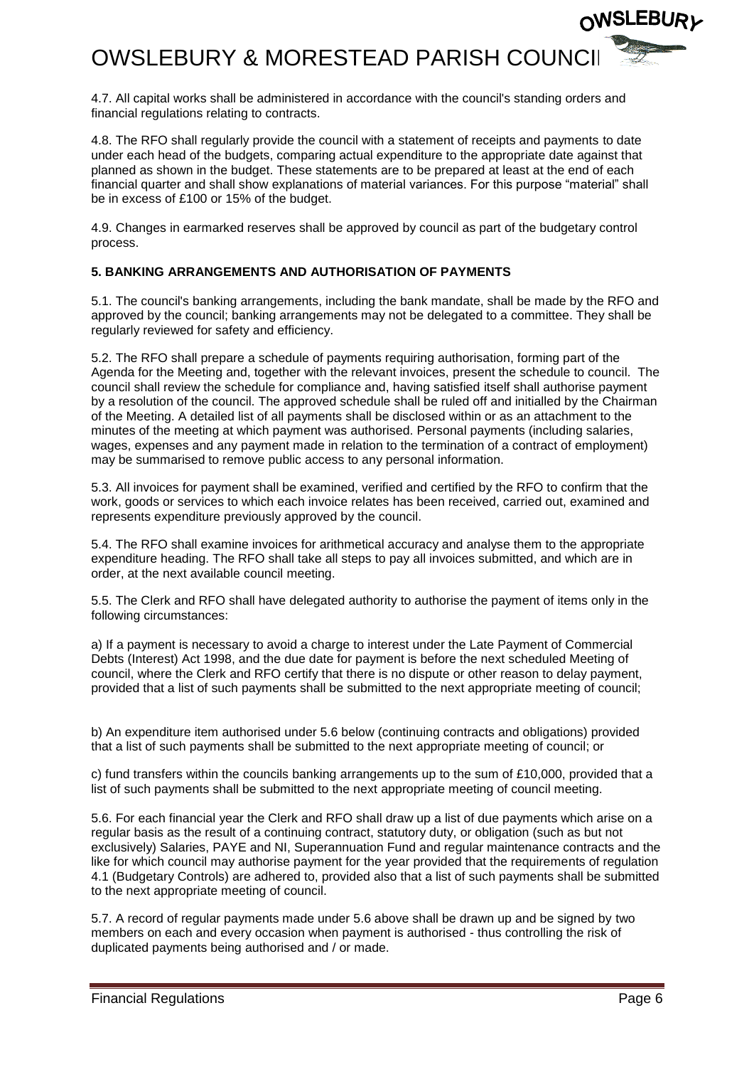4.7. All capital works shall be administered in accordance with the council's standing orders and financial regulations relating to contracts.

4.8. The RFO shall regularly provide the council with a statement of receipts and payments to date under each head of the budgets, comparing actual expenditure to the appropriate date against that planned as shown in the budget. These statements are to be prepared at least at the end of each financial quarter and shall show explanations of material variances. For this purpose "material" shall be in excess of £100 or 15% of the budget.

4.9. Changes in earmarked reserves shall be approved by council as part of the budgetary control process.

**5. BANKING ARRANGEMENTS AND AUTHORISATION OF PAYMENTS**

5.1. The council's banking arrangements, including the bank mandate, shall be made by the RFO and approved by the council; banking arrangements may not be delegated to a committee. They shall be regularly reviewed for safety and efficiency.

5.2. The RFO shall prepare a schedule of payments requiring authorisation, forming part of the Agenda for the Meeting and, together with the relevant invoices, present the schedule to council. The council shall review the schedule for compliance and, having satisfied itself shall authorise payment by a resolution of the council. The approved schedule shall be ruled off and initialled by the Chairman of the Meeting. A detailed list of all payments shall be disclosed within or as an attachment to the minutes of the meeting at which payment was authorised. Personal payments (including salaries, wages, expenses and any payment made in relation to the termination of a contract of employment) may be summarised to remove public access to any personal information.

5.3. All invoices for payment shall be examined, verified and certified by the RFO to confirm that the work, goods or services to which each invoice relates has been received, carried out, examined and represents expenditure previously approved by the council.

5.4. The RFO shall examine invoices for arithmetical accuracy and analyse them to the appropriate expenditure heading. The RFO shall take all steps to pay all invoices submitted, and which are in order, at the next available council meeting.

5.5. The Clerk and RFO shall have delegated authority to authorise the payment of items only in the following circumstances:

a) If a payment is necessary to avoid a charge to interest under the Late Payment of Commercial Debts (Interest) Act 1998, and the due date for payment is before the next scheduled Meeting of council, where the Clerk and RFO certify that there is no dispute or other reason to delay payment, provided that a list of such payments shall be submitted to the next appropriate meeting of council;

b) An expenditure item authorised under 5.6 below (continuing contracts and obligations) provided that a list of such payments shall be submitted to the next appropriate meeting of council; or

c) fund transfers within the councils banking arrangements up to the sum of £10,000, provided that a list of such payments shall be submitted to the next appropriate meeting of council meeting.

5.6. For each financial year the Clerk and RFO shall draw up a list of due payments which arise on a regular basis as the result of a continuing contract, statutory duty, or obligation (such as but not exclusively) Salaries, PAYE and NI, Superannuation Fund and regular maintenance contracts and the like for which council may authorise payment for the year provided that the requirements of regulation 4.1 (Budgetary Controls) are adhered to, provided also that a list of such payments shall be submitted to the next appropriate meeting of council.

5.7. A record of regular payments made under 5.6 above shall be drawn up and be signed by two members on each and every occasion when payment is authorised - thus controlling the risk of duplicated payments being authorised and / or made.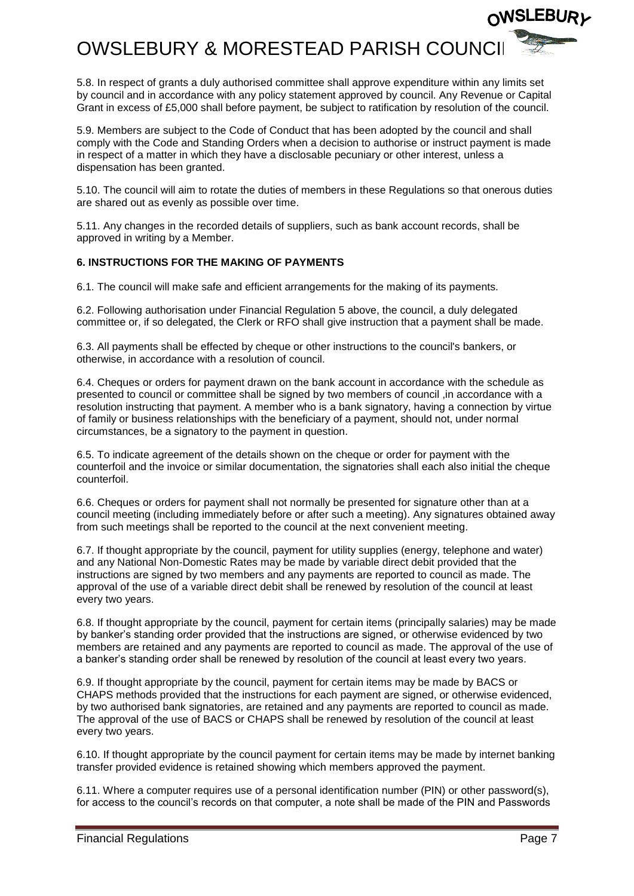5.8. In respect of grants a duly authorised committee shall approve expenditure within any limits set by council and in accordance with any policy statement approved by council. Any Revenue or Capital Grant in excess of £5,000 shall before payment, be subject to ratification by resolution of the council.

5.9. Members are subject to the Code of Conduct that has been adopted by the council and shall comply with the Code and Standing Orders when a decision to authorise or instruct payment is made in respect of a matter in which they have a disclosable pecuniary or other interest, unless a dispensation has been granted.

5.10. The council will aim to rotate the duties of members in these Regulations so that onerous duties are shared out as evenly as possible over time.

5.11. Any changes in the recorded details of suppliers, such as bank account records, shall be approved in writing by a Member.

**6. INSTRUCTIONS FOR THE MAKING OF PAYMENTS**

6.1. The council will make safe and efficient arrangements for the making of its payments.

6.2. Following authorisation under Financial Regulation 5 above, the council, a duly delegated committee or, if so delegated, the Clerk or RFO shall give instruction that a payment shall be made.

6.3. All payments shall be effected by cheque or other instructions to the council's bankers, or otherwise, in accordance with a resolution of council.

6.4. Cheques or orders for payment drawn on the bank account in accordance with the schedule as presented to council or committee shall be signed by two members of council ,in accordance with a resolution instructing that payment. A member who is a bank signatory, having a connection by virtue of family or business relationships with the beneficiary of a payment, should not, under normal circumstances, be a signatory to the payment in question.

6.5. To indicate agreement of the details shown on the cheque or order for payment with the counterfoil and the invoice or similar documentation, the signatories shall each also initial the cheque counterfoil.

6.6. Cheques or orders for payment shall not normally be presented for signature other than at a council meeting (including immediately before or after such a meeting). Any signatures obtained away from such meetings shall be reported to the council at the next convenient meeting.

6.7. If thought appropriate by the council, payment for utility supplies (energy, telephone and water) and any National Non-Domestic Rates may be made by variable direct debit provided that the instructions are signed by two members and any payments are reported to council as made. The approval of the use of a variable direct debit shall be renewed by resolution of the council at least every two years.

6.8. If thought appropriate by the council, payment for certain items (principally salaries) may be made by banker's standing order provided that the instructions are signed, or otherwise evidenced by two members are retained and any payments are reported to council as made. The approval of the use of a banker's standing order shall be renewed by resolution of the council at least every two years.

6.9. If thought appropriate by the council, payment for certain items may be made by BACS or CHAPS methods provided that the instructions for each payment are signed, or otherwise evidenced, by two authorised bank signatories, are retained and any payments are reported to council as made. The approval of the use of BACS or CHAPS shall be renewed by resolution of the council at least every two years.

6.10. If thought appropriate by the council payment for certain items may be made by internet banking transfer provided evidence is retained showing which members approved the payment.

6.11. Where a computer requires use of a personal identification number (PIN) or other password(s), for access to the council's records on that computer, a note shall be made of the PIN and Passwords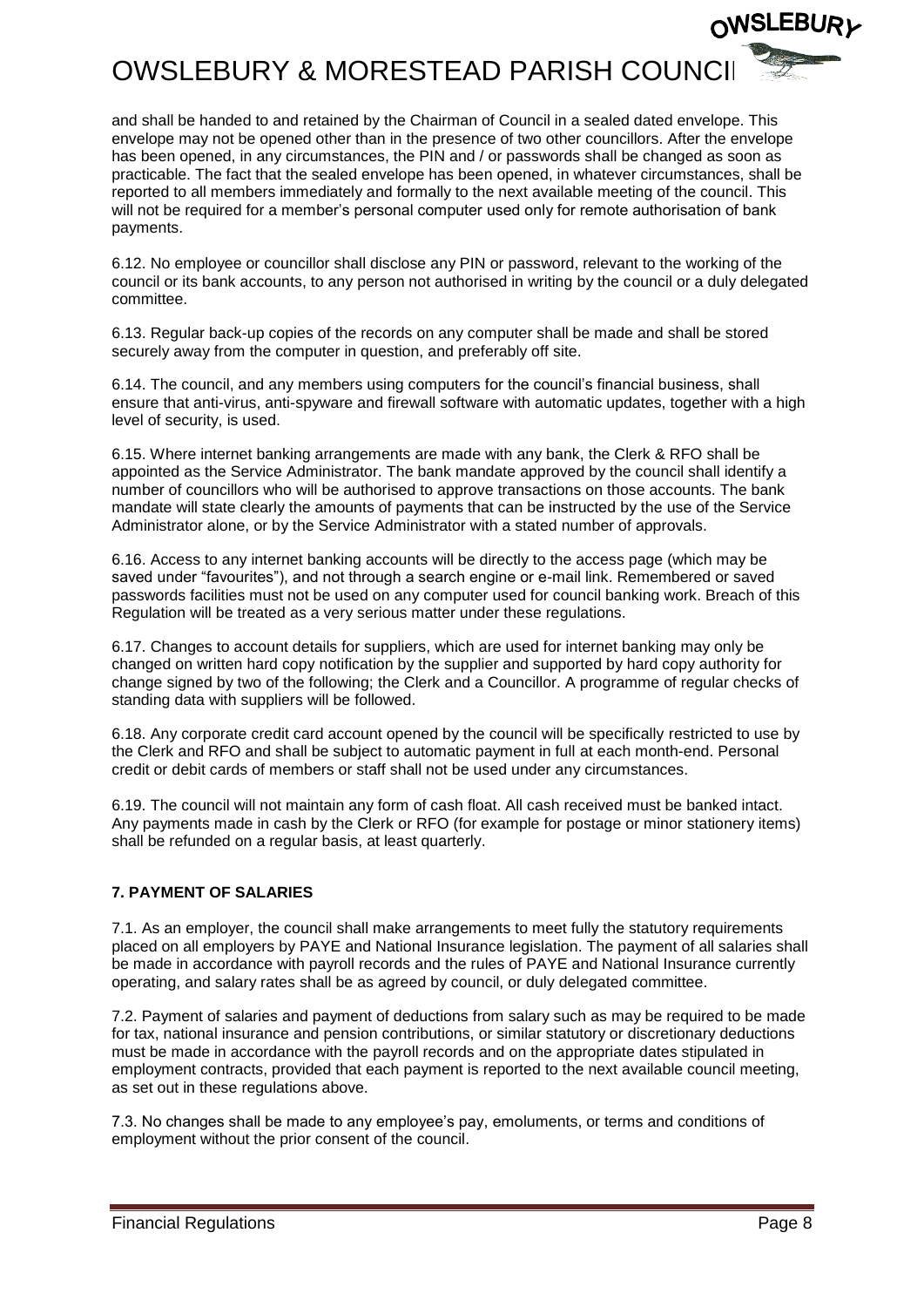and shall be handed to and retained by the Chairman of Council in a sealed dated envelope. This envelope may not be opened other than in the presence of two other councillors. After the envelope has been opened, in any circumstances, the PIN and / or passwords shall be changed as soon as practicable. The fact that the sealed envelope has been opened, in whatever circumstances, shall be reported to all members immediately and formally to the next available meeting of the council. This will not be required for a member's personal computer used only for remote authorisation of bank payments.

6.12. No employee or councillor shall disclose any PIN or password, relevant to the working of the council or its bank accounts, to any person not authorised in writing by the council or a duly delegated committee.

6.13. Regular back-up copies of the records on any computer shall be made and shall be stored securely away from the computer in question, and preferably off site.

6.14. The council, and any members using computers for the council's financial business, shall ensure that anti-virus, anti-spyware and firewall software with automatic updates, together with a high level of security, is used.

6.15. Where internet banking arrangements are made with any bank, the Clerk & RFO shall be appointed as the Service Administrator. The bank mandate approved by the council shall identify a number of councillors who will be authorised to approve transactions on those accounts. The bank mandate will state clearly the amounts of payments that can be instructed by the use of the Service Administrator alone, or by the Service Administrator with a stated number of approvals.

6.16. Access to any internet banking accounts will be directly to the access page (which may be saved under "favourites"), and not through a search engine or e-mail link. Remembered or saved passwords facilities must not be used on any computer used for council banking work. Breach of this Regulation will be treated as a very serious matter under these regulations.

6.17. Changes to account details for suppliers, which are used for internet banking may only be changed on written hard copy notification by the supplier and supported by hard copy authority for change signed by two of the following; the Clerk and a Councillor. A programme of regular checks of standing data with suppliers will be followed.

6.18. Any corporate credit card account opened by the council will be specifically restricted to use by the Clerk and RFO and shall be subject to automatic payment in full at each month-end. Personal credit or debit cards of members or staff shall not be used under any circumstances.

6.19. The council will not maintain any form of cash float. All cash received must be banked intact. Any payments made in cash by the Clerk or RFO (for example for postage or minor stationery items) shall be refunded on a regular basis, at least quarterly.

## 7. PAYMENT OF SALARIES

7.1. As an employer, the council shall make arrangements to meet fully the statutory requirements placed on all employers by PAYE and National Insurance legislation. The payment of all salaries shall be made in accordance with payroll records and the rules of PAYE and National Insurance currently operating, and salary rates shall be as agreed by council, or duly delegated committee.

7.2. Payment of salaries and payment of deductions from salary such as may be required to be made for tax, national insurance and pension contributions, or similar statutory or discretionary deductions must be made in accordance with the payroll records and on the appropriate dates stipulated in employment contracts, provided that each payment is reported to the next available council meeting, as set out in these regulations above.

7.3. No changes shall be made to any employee's pay, emoluments, or terms and conditions of employment without the prior consent of the council.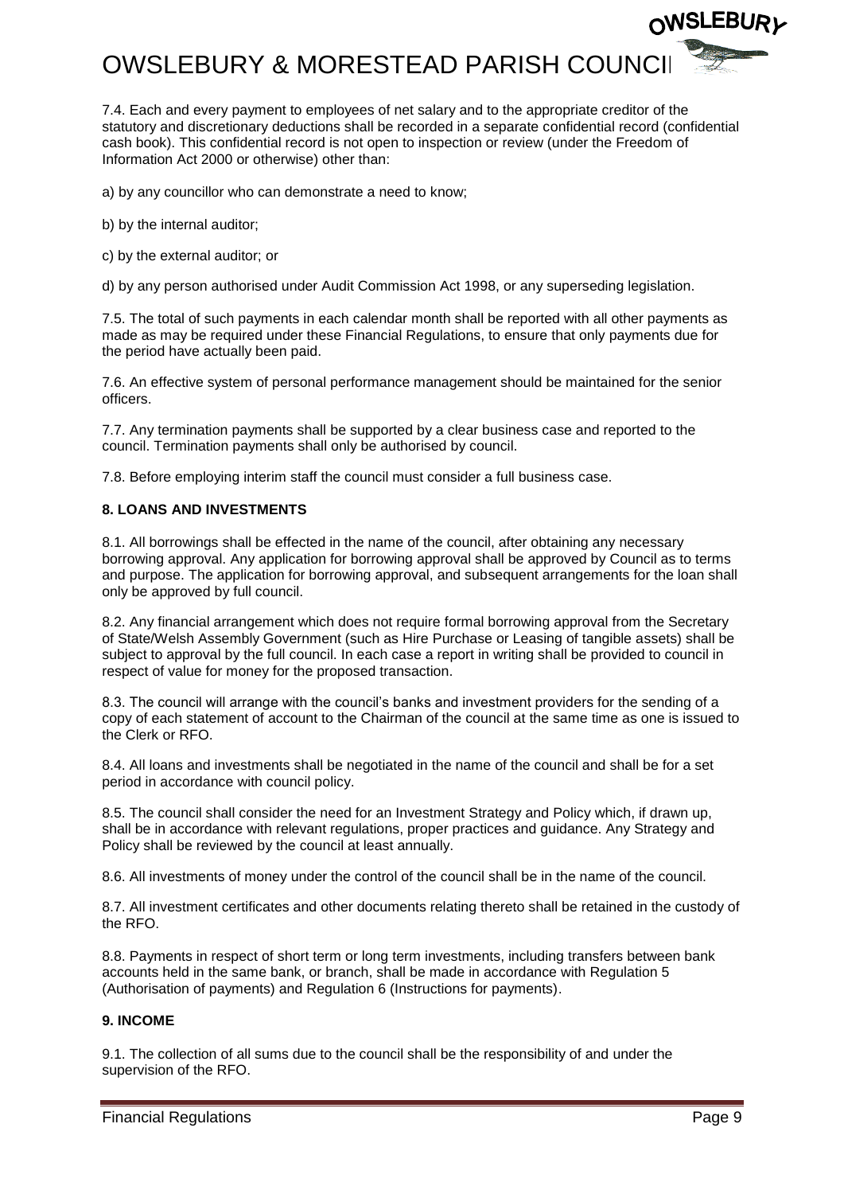7.4. Each and every payment to employees of net salary and to the appropriate creditor of the statutory and discretionary deductions shall be recorded in a separate confidential record (confidential cash book). This confidential record is not open to inspection or review (under the Freedom of Information Act 2000 or otherwise) other than:

a) by any councillor who can demonstrate a need to know;

b) by the internal auditor;

c) by the external auditor; or

d) by any person authorised under Audit Commission Act 1998, or any superseding legislation.

7.5. The total of such payments in each calendar month shall be reported with all other payments as made as may be required under these Financial Regulations, to ensure that only payments due for the period have actually been paid.

7.6. An effective system of personal performance management should be maintained for the senior officers.

7.7. Any termination payments shall be supported by a clear business case and reported to the council. Termination payments shall only be authorised by council.

7.8. Before employing interim staff the council must consider a full business case.

**8. LOANS AND INVESTMENTS**

8.1. All borrowings shall be effected in the name of the council, after obtaining any necessary borrowing approval. Any application for borrowing approval shall be approved by Council as to terms and purpose. The application for borrowing approval, and subsequent arrangements for the loan shall only be approved by full council.

8.2. Any financial arrangement which does not require formal borrowing approval from the Secretary of State/Welsh Assembly Government (such as Hire Purchase or Leasing of tangible assets) shall be subject to approval by the full council. In each case a report in writing shall be provided to council in respect of value for money for the proposed transaction.

8.3. The council will arrange with the council's banks and investment providers for the sending of a copy of each statement of account to the Chairman of the council at the same time as one is issued to the Clerk or RFO.

8.4. All loans and investments shall be negotiated in the name of the council and shall be for a set period in accordance with council policy.

8.5. The council shall consider the need for an Investment Strategy and Policy which, if drawn up, shall be in accordance with relevant regulations, proper practices and guidance. Any Strategy and Policy shall be reviewed by the council at least annually.

8.6. All investments of money under the control of the council shall be in the name of the council.

8.7. All investment certificates and other documents relating thereto shall be retained in the custody of the RFO.

8.8. Payments in respect of short term or long term investments, including transfers between bank accounts held in the same bank, or branch, shall be made in accordance with Regulation 5 (Authorisation of payments) and Regulation 6 (Instructions for payments).

**9. INCOME**

9.1. The collection of all sums due to the council shall be the responsibility of and under the supervision of the RFO.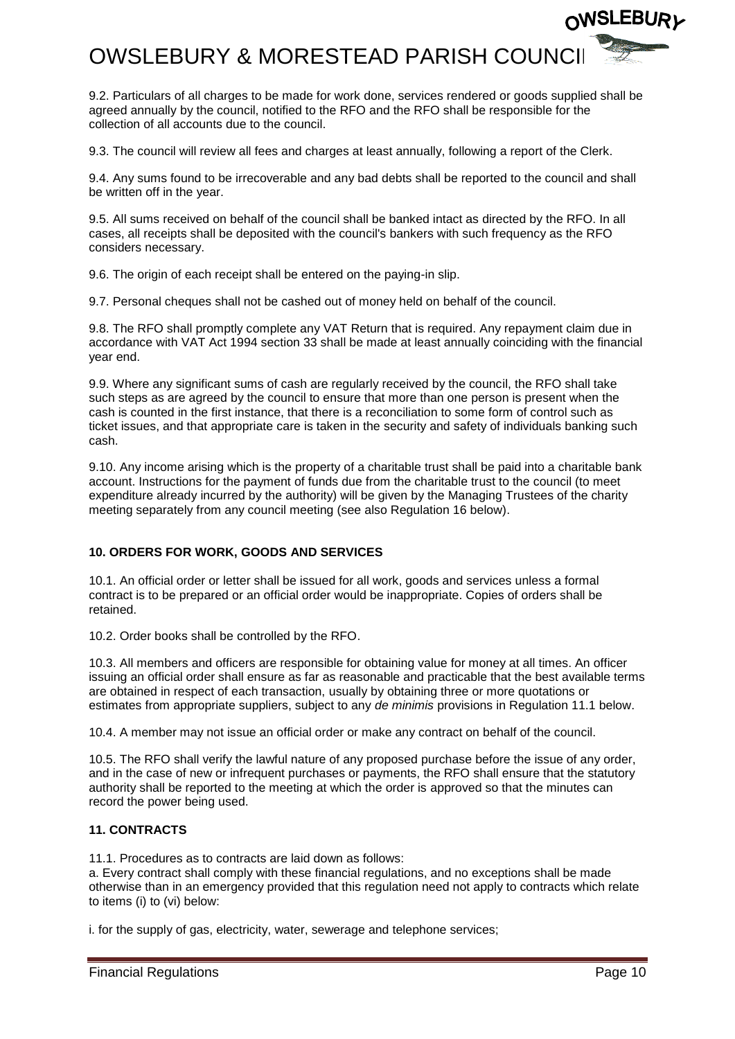9.2. Particulars of all charges to be made for work done, services rendered or goods supplied shall be agreed annually by the council, notified to the RFO and the RFO shall be responsible for the collection of all accounts due to the council.

9.3. The council will review all fees and charges at least annually, following a report of the Clerk.

9.4. Any sums found to be irrecoverable and any bad debts shall be reported to the council and shall be written off in the year.

9.5. All sums received on behalf of the council shall be banked intact as directed by the RFO. In all cases, all receipts shall be deposited with the council's bankers with such frequency as the RFO considers necessary.

9.6. The origin of each receipt shall be entered on the paying-in slip.

9.7. Personal cheques shall not be cashed out of money held on behalf of the council.

9.8. The RFO shall promptly complete any VAT Return that is required. Any repayment claim due in accordance with VAT Act 1994 section 33 shall be made at least annually coinciding with the financial year end.

9.9. Where any significant sums of cash are regularly received by the council, the RFO shall take such steps as are agreed by the council to ensure that more than one person is present when the cash is counted in the first instance, that there is a reconciliation to some form of control such as ticket issues, and that appropriate care is taken in the security and safety of individuals banking such cash.

9.10. Any income arising which is the property of a charitable trust shall be paid into a charitable bank account. Instructions for the payment of funds due from the charitable trust to the council (to meet expenditure already incurred by the authority) will be given by the Managing Trustees of the charity meeting separately from any council meeting (see also Regulation 16 below).

## 10. ORDERS FOR WORK, GOODS AND SERVICES

10.1. An official order or letter shall be issued for all work, goods and services unless a formal contract is to be prepared or an official order would be inappropriate. Copies of orders shall be retained.

10.2. Order books shall be controlled by the RFO.

10.3. All members and officers are responsible for obtaining value for money at all times. An officer issuing an official order shall ensure as far as reasonable and practicable that the best available terms are obtained in respect of each transaction, usually by obtaining three or more quotations or estimates from appropriate suppliers, subject to any *de minimis* provisions in Regulation 11.1 below.

10.4. A member may not issue an official order or make any contract on behalf of the council.

10.5. The RFO shall verify the lawful nature of any proposed purchase before the issue of any order, and in the case of new or infrequent purchases or payments, the RFO shall ensure that the statutory authority shall be reported to the meeting at which the order is approved so that the minutes can record the power being used.

## 11. CONTRACTS

11.1. Procedures as to contracts are laid down as follows:

a. Every contract shall comply with these financial regulations, and no exceptions shall be made otherwise than in an emergency provided that this regulation need not apply to contracts which relate to items (i) to (vi) below:

i. for the supply of gas, electricity, water, sewerage and telephone services;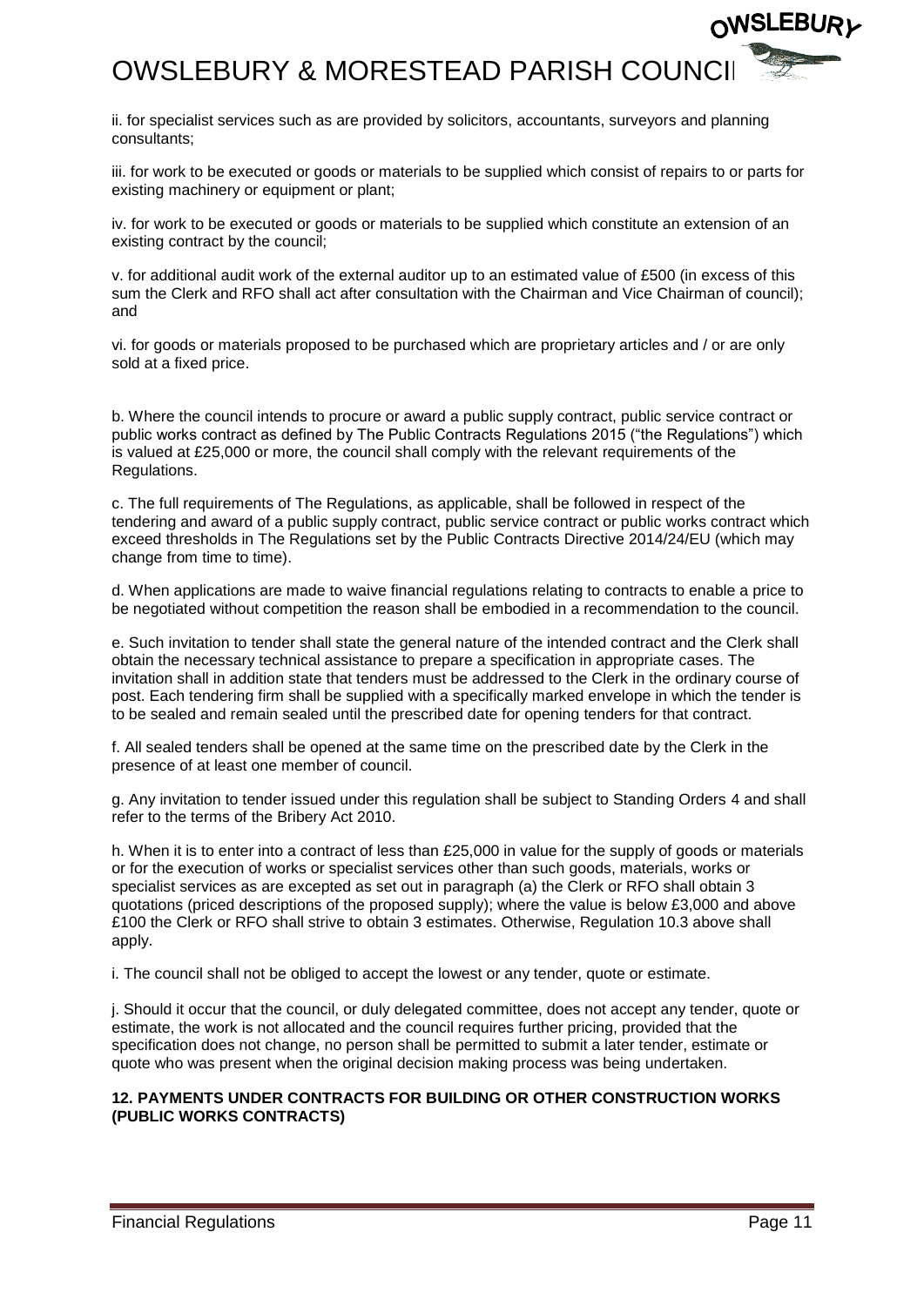ii. for specialist services such as are provided by solicitors, accountants, surveyors and planning consultants;

iii. for work to be executed or goods or materials to be supplied which consist of repairs to or parts for existing machinery or equipment or plant;

iv. for work to be executed or goods or materials to be supplied which constitute an extension of an existing contract by the council;

v. for additional audit work of the external auditor up to an estimated value of £500 (in excess of this sum the Clerk and RFO shall act after consultation with the Chairman and Vice Chairman of council); and

vi. for goods or materials proposed to be purchased which are proprietary articles and / or are only sold at a fixed price.

b. Where the council intends to procure or award a public supply contract, public service contract or public works contract as defined by The Public Contracts Regulations 2015 ("the Regulations") which is valued at £25,000 or more, the council shall comply with the relevant requirements of the Regulations.

c. The full requirements of The Regulations, as applicable, shall be followed in respect of the tendering and award of a public supply contract, public service contract or public works contract which exceed thresholds in The Regulations set by the Public Contracts Directive 2014/24/EU (which may change from time to time).

d. When applications are made to waive financial regulations relating to contracts to enable a price to be negotiated without competition the reason shall be embodied in a recommendation to the council.

e. Such invitation to tender shall state the general nature of the intended contract and the Clerk shall obtain the necessary technical assistance to prepare a specification in appropriate cases. The invitation shall in addition state that tenders must be addressed to the Clerk in the ordinary course of post. Each tendering firm shall be supplied with a specifically marked envelope in which the tender is to be sealed and remain sealed until the prescribed date for opening tenders for that contract.

f. All sealed tenders shall be opened at the same time on the prescribed date by the Clerk in the presence of at least one member of council.

g. Any invitation to tender issued under this regulation shall be subject to Standing Orders 4 and shall refer to the terms of the Bribery Act 2010.

h. When it is to enter into a contract of less than £25,000 in value for the supply of goods or materials or for the execution of works or specialist services other than such goods, materials, works or specialist services as are excepted as set out in paragraph (a) the Clerk or RFO shall obtain 3 quotations (priced descriptions of the proposed supply); where the value is below £3,000 and above £100 the Clerk or RFO shall strive to obtain 3 estimates. Otherwise, Regulation 10.3 above shall apply.

i. The council shall not be obliged to accept the lowest or any tender, quote or estimate.

j. Should it occur that the council, or duly delegated committee, does not accept any tender, quote or estimate, the work is not allocated and the council requires further pricing, provided that the specification does not change, no person shall be permitted to submit a later tender, estimate or quote who was present when the original decision making process was being undertaken.

**12. PAYMENTS UNDER CONTRACTS FOR BUILDING OR OTHER CONSTRUCTION WORKS (PUBLIC WORKS CONTRACTS)**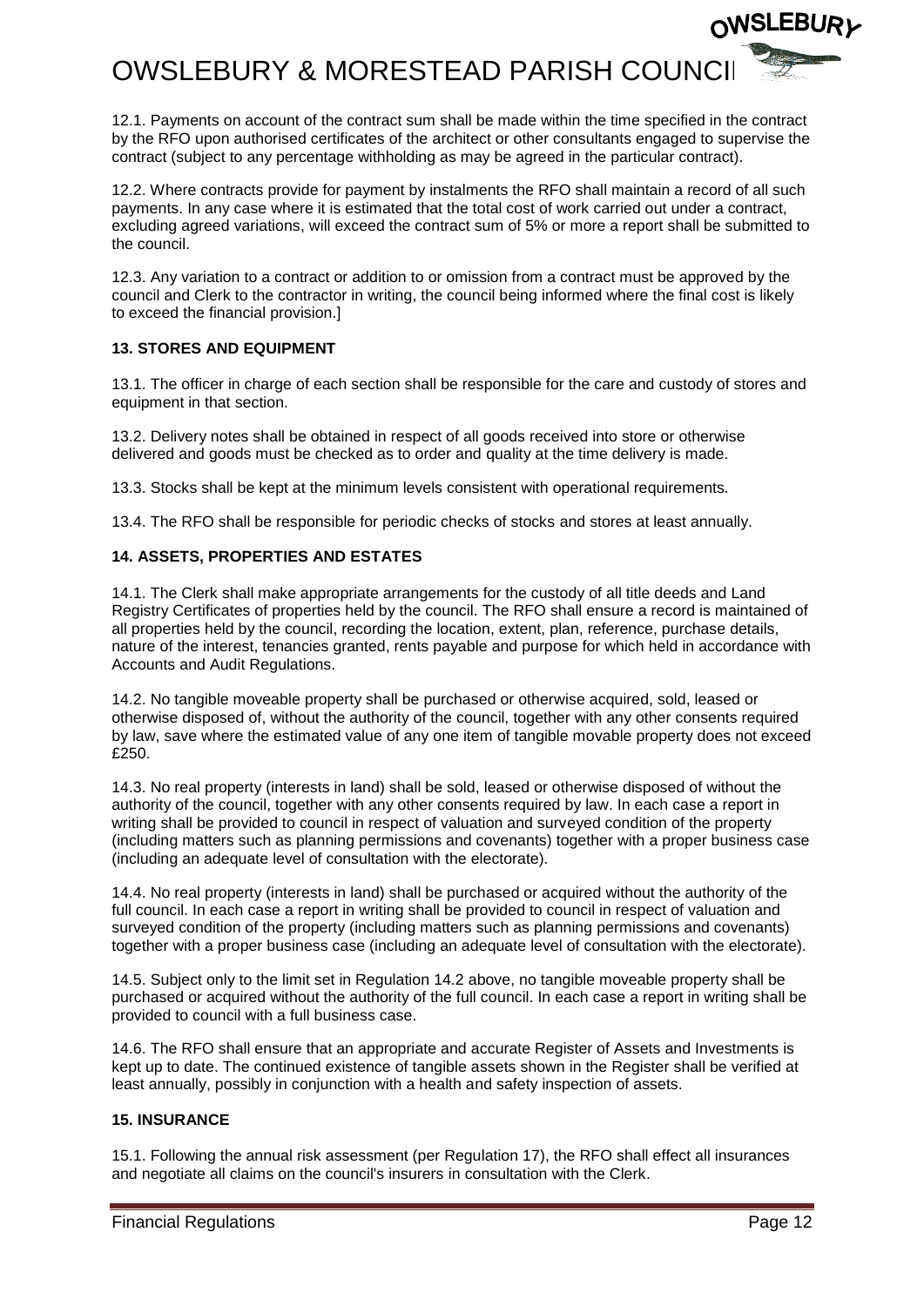12.1. Payments on account of the contract sum shall be made within the time specified in the contract by the RFO upon authorised certificates of the architect or other consultants engaged to supervise the contract (subject to any percentage withholding as may be agreed in the particular contract).

12.2. Where contracts provide for payment by instalments the RFO shall maintain a record of all such payments. In any case where it is estimated that the total cost of work carried out under a contract, excluding agreed variations, will exceed the contract sum of 5% or more a report shall be submitted to the council.

12.3. Any variation to a contract or addition to or omission from a contract must be approved by the council and Clerk to the contractor in writing, the council being informed where the final cost is likely to exceed the financial provision.]

**13. STORES AND EQUIPMENT**

13.1. The officer in charge of each section shall be responsible for the care and custody of stores and equipment in that section.

13.2. Delivery notes shall be obtained in respect of all goods received into store or otherwise delivered and goods must be checked as to order and quality at the time delivery is made.

13.3. Stocks shall be kept at the minimum levels consistent with operational requirements.

13.4. The RFO shall be responsible for periodic checks of stocks and stores at least annually.

**14. ASSETS, PROPERTIES AND ESTATES**

14.1. The Clerk shall make appropriate arrangements for the custody of all title deeds and Land Registry Certificates of properties held by the council. The RFO shall ensure a record is maintained of all properties held by the council, recording the location, extent, plan, reference, purchase details, nature of the interest, tenancies granted, rents payable and purpose for which held in accordance with Accounts and Audit Regulations.

14.2. No tangible moveable property shall be purchased or otherwise acquired, sold, leased or otherwise disposed of, without the authority of the council, together with any other consents required by law, save where the estimated value of any one item of tangible movable property does not exceed £250.

14.3. No real property (interests in land) shall be sold, leased or otherwise disposed of without the authority of the council, together with any other consents required by law. In each case a report in writing shall be provided to council in respect of valuation and surveyed condition of the property (including matters such as planning permissions and covenants) together with a proper business case (including an adequate level of consultation with the electorate).

14.4. No real property (interests in land) shall be purchased or acquired without the authority of the full council. In each case a report in writing shall be provided to council in respect of valuation and surveyed condition of the property (including matters such as planning permissions and covenants) together with a proper business case (including an adequate level of consultation with the electorate).

14.5. Subject only to the limit set in Regulation 14.2 above, no tangible moveable property shall be purchased or acquired without the authority of the full council. In each case a report in writing shall be provided to council with a full business case.

14.6. The RFO shall ensure that an appropriate and accurate Register of Assets and Investments is kept up to date. The continued existence of tangible assets shown in the Register shall be verified at least annually, possibly in conjunction with a health and safety inspection of assets.

**15. INSURANCE**

15.1. Following the annual risk assessment (per Regulation 17), the RFO shall effect all insurances and negotiate all claims on the council's insurers in consultation with the Clerk.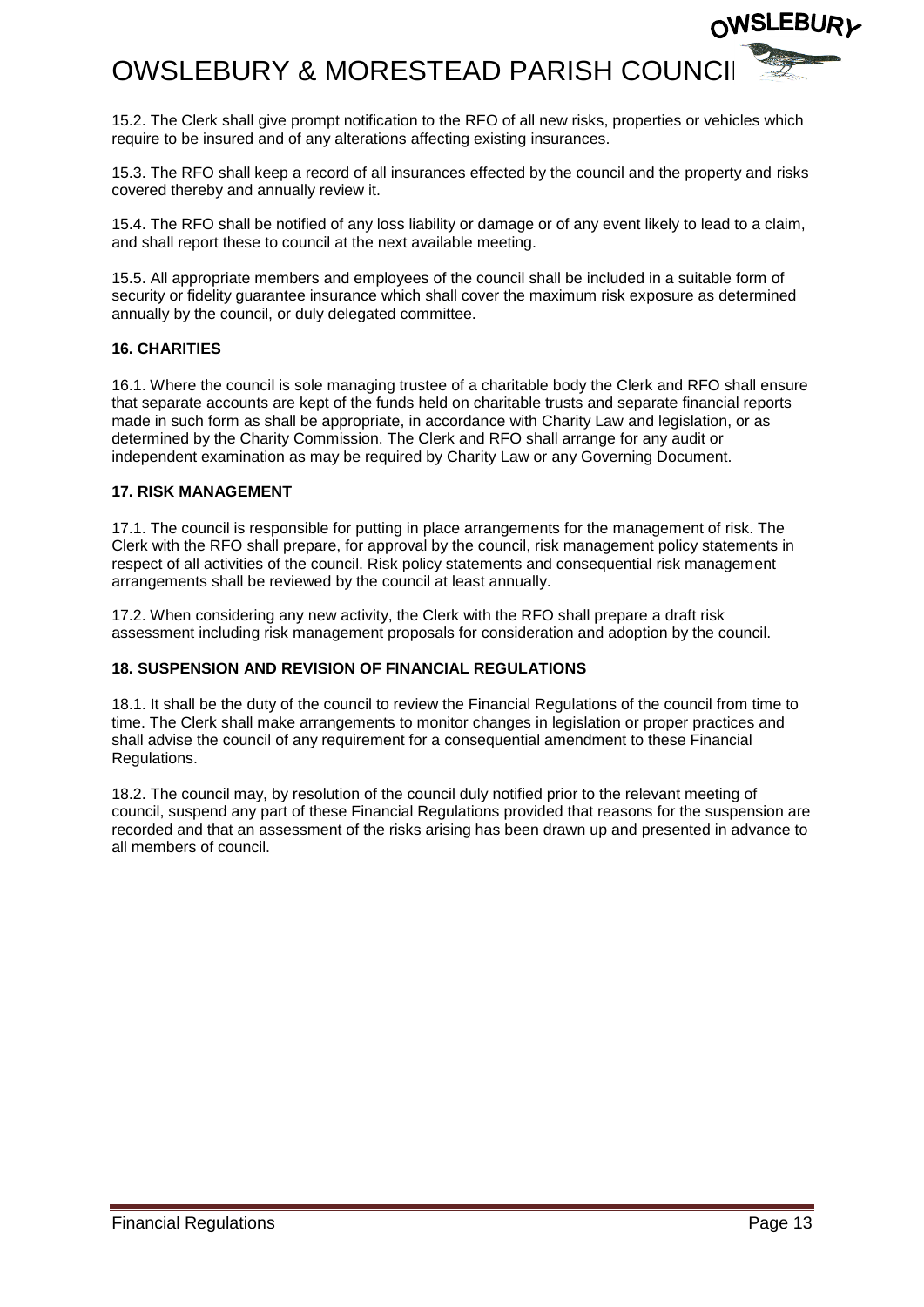15.2. The Clerk shall give prompt notification to the RFO of all new risks, properties or vehicles which require to be insured and of any alterations affecting existing insurances.

15.3. The RFO shall keep a record of all insurances effected by the council and the property and risks covered thereby and annually review it.

15.4. The RFO shall be notified of any loss liability or damage or of any event likely to lead to a claim, and shall report these to council at the next available meeting.

15.5. All appropriate members and employees of the council shall be included in a suitable form of security or fidelity guarantee insurance which shall cover the maximum risk exposure as determined annually by the council, or duly delegated committee.

### 16. CHARITIES

16.1. Where the council is sole managing trustee of a charitable body the Clerk and RFO shall ensure that separate accounts are kept of the funds held on charitable trusts and separate financial reports made in such form as shall be appropriate, in accordance with Charity Law and legislation, or as determined by the Charity Commission. The Clerk and RFO shall arrange for any audit or independent examination as may be required by Charity Law or any Governing Document.

### 17. RISK MANAGEMENT

17.1. The council is responsible for putting in place arrangements for the management of risk. The Clerk with the RFO shall prepare, for approval by the council, risk management policy statements in respect of all activities of the council. Risk policy statements and consequential risk management arrangements shall be reviewed by the council at least annually.

17.2. When considering any new activity, the Clerk with the RFO shall prepare a draft risk assessment including risk management proposals for consideration and adoption by the council.

### 18. SUSPENSION AND REVISION OF FINANCIAL REGULATIONS

18.1. It shall be the duty of the council to review the Financial Regulations of the council from time to time. The Clerk shall make arrangements to monitor changes in legislation or proper practices and shall advise the council of any requirement for a consequential amendment to these Financial Regulations.

18.2. The council may, by resolution of the council duly notified prior to the relevant meeting of council, suspend any part of these Financial Regulations provided that reasons for the suspension are recorded and that an assessment of the risks arising has been drawn up and presented in advance to all members of council.